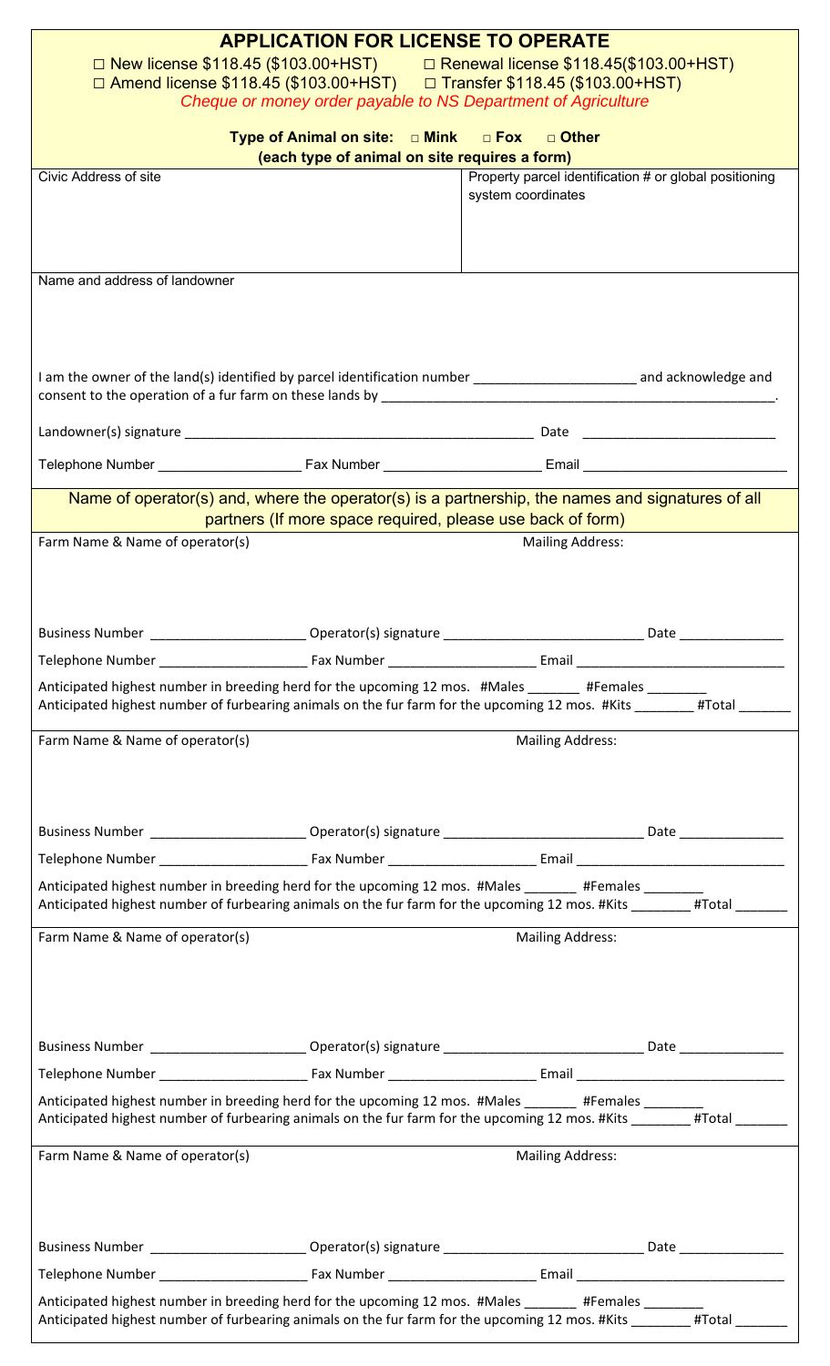# APPLICATION FOR LICENSE TO OPERATE

□ New license $118.45 ($103.00+HST) □ Renewal license $118.45($103.00+HST)
□ Amend license $118.45 ($103.00+HST) □ Transfer $118.45 ($103.00+HST)

*Cheque or money order payable to NS Department of Agriculture*

**Type of Animal on site: □ Mink □ Fox □ Other**
**(each type of animal on site requires a form)**

| Civic Address of site | Property parcel identification # or global positioning system coordinates |
|---|---|
| | |

Name and address of landowner

I am the owner of the land(s) identified by parcel identification number ______________________ and acknowledge and consent to the operation of a fur farm on these lands by ______________________________________________________.

Landowner(s) signature ______________________________________________ Date __________________________

Telephone Number ____________________ Fax Number ____________________ Email ___________________________

## Name of operator(s) and, where the operator(s) is a partnership, the names and signatures of all partners (If more space required, please use back of form)

Farm Name & Name of operator(s) Mailing Address:

Business Number _____________________ Operator(s) signature ___________________________ Date ______________

Telephone Number ____________________ Fax Number ____________________ Email ____________________________

Anticipated highest number in breeding herd for the upcoming 12 mos. #Males _______ #Females ________
Anticipated highest number of furbearing animals on the fur farm for the upcoming 12 mos. #Kits ________ #Total _______

Farm Name & Name of operator(s) Mailing Address:

Business Number _____________________ Operator(s) signature ___________________________ Date ______________

Telephone Number ____________________ Fax Number ____________________ Email ____________________________

Anticipated highest number in breeding herd for the upcoming 12 mos. #Males _______ #Females ________
Anticipated highest number of furbearing animals on the fur farm for the upcoming 12 mos. #Kits ________ #Total _______

Farm Name & Name of operator(s) Mailing Address:

Business Number _____________________ Operator(s) signature ___________________________ Date ______________

Telephone Number ____________________ Fax Number ____________________ Email ____________________________

Anticipated highest number in breeding herd for the upcoming 12 mos. #Males _______ #Females ________
Anticipated highest number of furbearing animals on the fur farm for the upcoming 12 mos. #Kits ________ #Total _______

Farm Name & Name of operator(s) Mailing Address:

Business Number _____________________ Operator(s) signature ___________________________ Date ______________

Telephone Number ____________________ Fax Number ____________________ Email ____________________________

Anticipated highest number in breeding herd for the upcoming 12 mos. #Males _______ #Females ________
Anticipated highest number of furbearing animals on the fur farm for the upcoming 12 mos. #Kits ________ #Total _______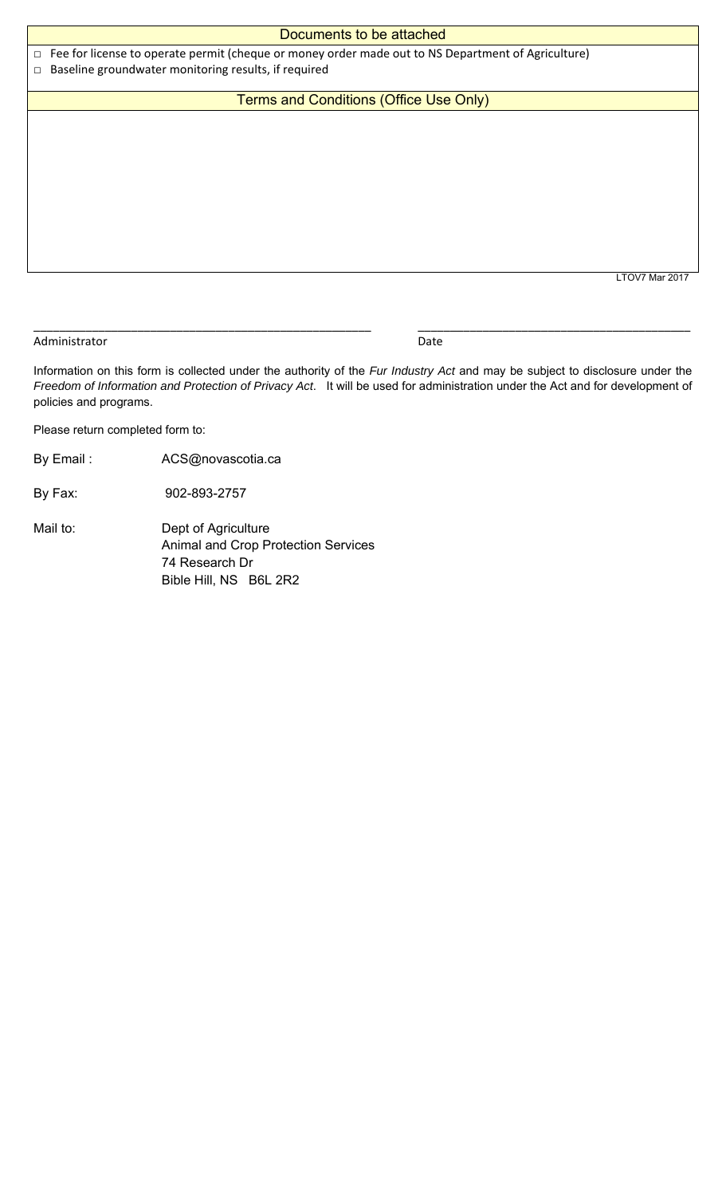## Documents to be attached

- □ Fee for license to operate permit (cheque or money order made out to NS Department of Agriculture)
- □ Baseline groundwater monitoring results, if required

## Terms and Conditions (Office Use Only)

LTOV7 Mar 2017

\_\_\_\_\_\_\_\_\_\_\_\_\_\_\_\_\_\_\_\_\_\_\_\_\_\_\_\_\_\_\_\_\_\_\_\_\_\_\_\_ \_\_\_\_\_\_\_\_\_\_\_\_\_\_\_\_\_\_\_\_\_\_\_\_\_\_\_\_\_\_\_\_\_\_

Administrator Date

Information on this form is collected under the authority of the *Fur Industry Act* and may be subject to disclosure under the *Freedom of Information and Protection of Privacy Act*. It will be used for administration under the Act and for development of policies and programs.

Please return completed form to:

By Email : ACS@novascotia.ca

By Fax: 902-893-2757

Mail to: Dept of Agriculture
Animal and Crop Protection Services
74 Research Dr
Bible Hill, NS B6L 2R2